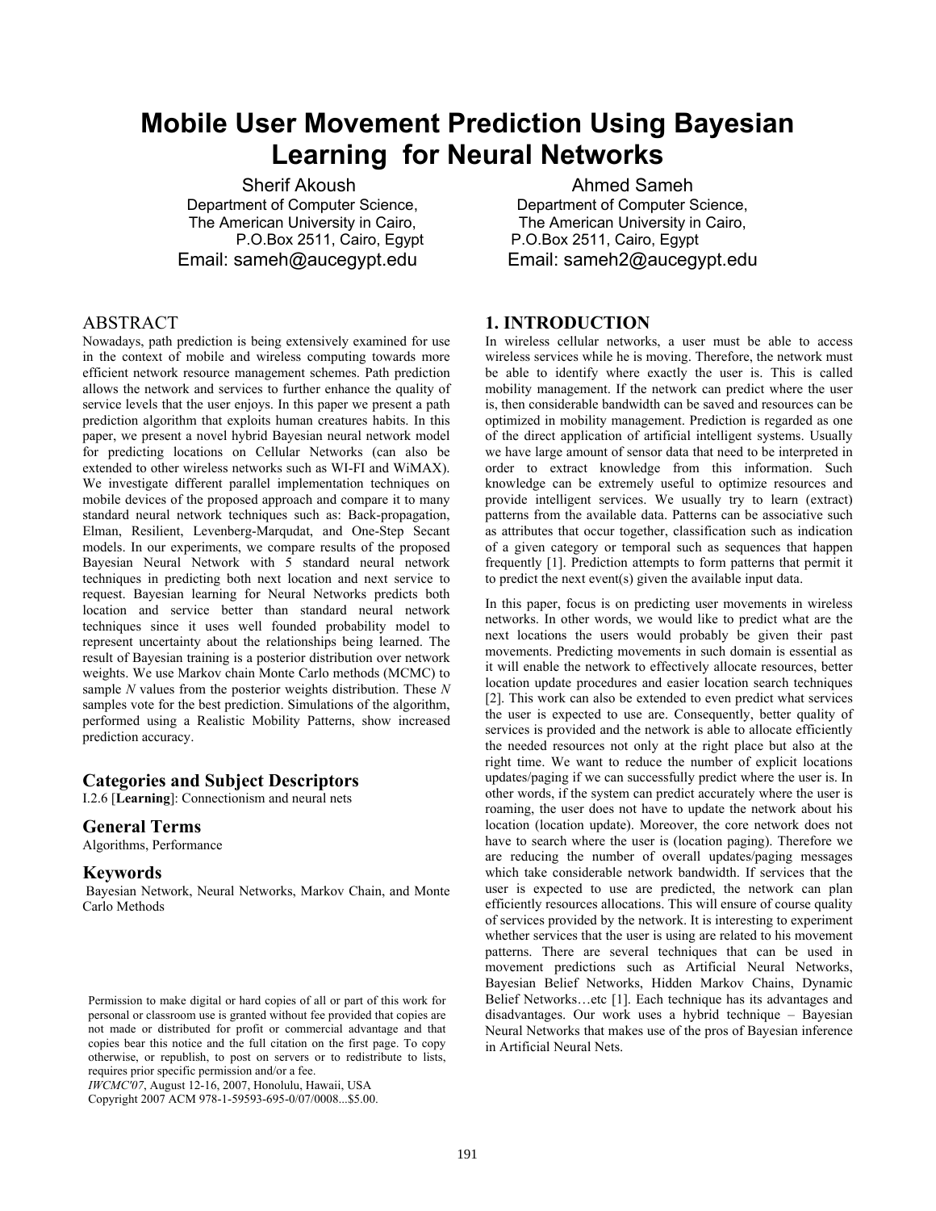# Mobile User Movement Prediction Using Bayesian Learning for Neural Networks

Sherif Akoush
Department of Computer Science,
The American University in Cairo,
P.O.Box 2511, Cairo, Egypt
Email: sameh@aucegypt.edu

Ahmed Sameh
Department of Computer Science,
The American University in Cairo,
P.O.Box 2511, Cairo, Egypt
Email: sameh2@aucegypt.edu

## ABSTRACT

Nowadays, path prediction is being extensively examined for use in the context of mobile and wireless computing towards more efficient network resource management schemes. Path prediction allows the network and services to further enhance the quality of service levels that the user enjoys. In this paper we present a path prediction algorithm that exploits human creatures habits. In this paper, we present a novel hybrid Bayesian neural network model for predicting locations on Cellular Networks (can also be extended to other wireless networks such as WI-FI and WiMAX). We investigate different parallel implementation techniques on mobile devices of the proposed approach and compare it to many standard neural network techniques such as: Back-propagation, Elman, Resilient, Levenberg-Marqudat, and One-Step Secant models. In our experiments, we compare results of the proposed Bayesian Neural Network with 5 standard neural network techniques in predicting both next location and next service to request. Bayesian learning for Neural Networks predicts both location and service better than standard neural network techniques since it uses well founded probability model to represent uncertainty about the relationships being learned. The result of Bayesian training is a posterior distribution over network weights. We use Markov chain Monte Carlo methods (MCMC) to sample *N* values from the posterior weights distribution. These *N* samples vote for the best prediction. Simulations of the algorithm, performed using a Realistic Mobility Patterns, show increased prediction accuracy.

### Categories and Subject Descriptors

I.2.6 [**Learning**]: Connectionism and neural nets

### General Terms

Algorithms, Performance

### Keywords

Bayesian Network, Neural Networks, Markov Chain, and Monte Carlo Methods

Permission to make digital or hard copies of all or part of this work for personal or classroom use is granted without fee provided that copies are not made or distributed for profit or commercial advantage and that copies bear this notice and the full citation on the first page. To copy otherwise, or republish, to post on servers or to redistribute to lists, requires prior specific permission and/or a fee.
*IWCMC'07*, August 12-16, 2007, Honolulu, Hawaii, USA
Copyright 2007 ACM 978-1-59593-695-0/07/0008...$5.00.

## 1. INTRODUCTION

In wireless cellular networks, a user must be able to access wireless services while he is moving. Therefore, the network must be able to identify where exactly the user is. This is called mobility management. If the network can predict where the user is, then considerable bandwidth can be saved and resources can be optimized in mobility management. Prediction is regarded as one of the direct application of artificial intelligent systems. Usually we have large amount of sensor data that need to be interpreted in order to extract knowledge from this information. Such knowledge can be extremely useful to optimize resources and provide intelligent services. We usually try to learn (extract) patterns from the available data. Patterns can be associative such as attributes that occur together, classification such as indication of a given category or temporal such as sequences that happen frequently [1]. Prediction attempts to form patterns that permit it to predict the next event(s) given the available input data.

In this paper, focus is on predicting user movements in wireless networks. In other words, we would like to predict what are the next locations the users would probably be given their past movements. Predicting movements in such domain is essential as it will enable the network to effectively allocate resources, better location update procedures and easier location search techniques [2]. This work can also be extended to even predict what services the user is expected to use are. Consequently, better quality of services is provided and the network is able to allocate efficiently the needed resources not only at the right place but also at the right time. We want to reduce the number of explicit locations updates/paging if we can successfully predict where the user is. In other words, if the system can predict accurately where the user is roaming, the user does not have to update the network about his location (location update). Moreover, the core network does not have to search where the user is (location paging). Therefore we are reducing the number of overall updates/paging messages which take considerable network bandwidth. If services that the user is expected to use are predicted, the network can plan efficiently resources allocations. This will ensure of course quality of services provided by the network. It is interesting to experiment whether services that the user is using are related to his movement patterns. There are several techniques that can be used in movement predictions such as Artificial Neural Networks, Bayesian Belief Networks, Hidden Markov Chains, Dynamic Belief Networks…etc [1]. Each technique has its advantages and disadvantages. Our work uses a hybrid technique – Bayesian Neural Networks that makes use of the pros of Bayesian inference in Artificial Neural Nets.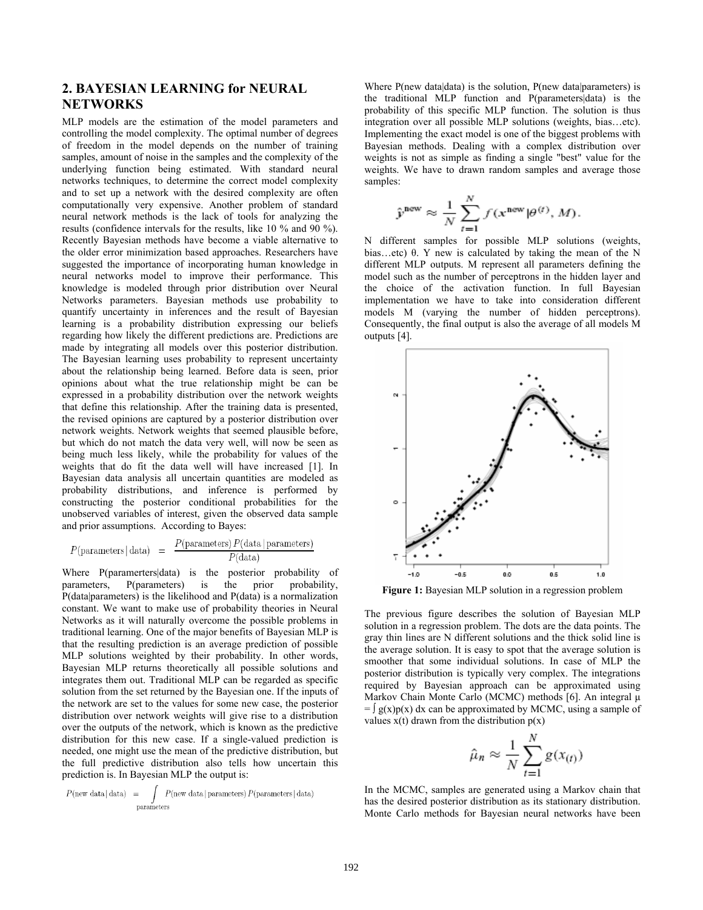## 2. BAYESIAN LEARNING for NEURAL NETWORKS

MLP models are the estimation of the model parameters and controlling the model complexity. The optimal number of degrees of freedom in the model depends on the number of training samples, amount of noise in the samples and the complexity of the underlying function being estimated. With standard neural networks techniques, to determine the correct model complexity and to set up a network with the desired complexity are often computationally very expensive. Another problem of standard neural network methods is the lack of tools for analyzing the results (confidence intervals for the results, like 10 % and 90 %). Recently Bayesian methods have become a viable alternative to the older error minimization based approaches. Researchers have suggested the importance of incorporating human knowledge in neural networks model to improve their performance. This knowledge is modeled through prior distribution over Neural Networks parameters. Bayesian methods use probability to quantify uncertainty in inferences and the result of Bayesian learning is a probability distribution expressing our beliefs regarding how likely the different predictions are. Predictions are made by integrating all models over this posterior distribution. The Bayesian learning uses probability to represent uncertainty about the relationship being learned. Before data is seen, prior opinions about what the true relationship might be can be expressed in a probability distribution over the network weights that define this relationship. After the training data is presented, the revised opinions are captured by a posterior distribution over network weights. Network weights that seemed plausible before, but which do not match the data very well, will now be seen as being much less likely, while the probability for values of the weights that do fit the data well will have increased [1]. In Bayesian data analysis all uncertain quantities are modeled as probability distributions, and inference is performed by constructing the posterior conditional probabilities for the unobserved variables of interest, given the observed data sample and prior assumptions. According to Bayes:

$$P(\text{parameters} \mid \text{data}) \;=\; \frac{P(\text{parameters})\, P(\text{data} \mid \text{parameters})}{P(\text{data})}$$

Where P(paramerters|data) is the posterior probability of parameters, P(parameters) is the prior probability, P(data|parameters) is the likelihood and P(data) is a normalization constant. We want to make use of probability theories in Neural Networks as it will naturally overcome the possible problems in traditional learning. One of the major benefits of Bayesian MLP is that the resulting prediction is an average prediction of possible MLP solutions weighted by their probability. In other words, Bayesian MLP returns theoretically all possible solutions and integrates them out. Traditional MLP can be regarded as specific solution from the set returned by the Bayesian one. If the inputs of the network are set to the values for some new case, the posterior distribution over network weights will give rise to a distribution over the outputs of the network, which is known as the predictive distribution for this new case. If a single-valued prediction is needed, one might use the mean of the predictive distribution, but the full predictive distribution also tells how uncertain this prediction is. In Bayesian MLP the output is:

$$P(\text{new data} \mid \text{data}) \;=\; \int_{\text{parameters}} P(\text{new data} \mid \text{parameters})\, P(\text{parameters} \mid \text{data})$$

Where P(new data|data) is the solution, P(new data|parameters) is the traditional MLP function and P(parameters|data) is the probability of this specific MLP function. The solution is thus integration over all possible MLP solutions (weights, bias…etc). Implementing the exact model is one of the biggest problems with Bayesian methods. Dealing with a complex distribution over weights is not as simple as finding a single "best" value for the weights. We have to drawn random samples and average those samples:

$$\hat{\mathbf{y}}^{\text{new}} \approx \frac{1}{N} \sum_{t=1}^{N} f(x^{\text{new}} \mid \theta^{(t)}, M).$$

N different samples for possible MLP solutions (weights, bias…etc) θ. Y new is calculated by taking the mean of the N different MLP outputs. M represent all parameters defining the model such as the number of perceptrons in the hidden layer and the choice of the activation function. In full Bayesian implementation we have to take into consideration different models M (varying the number of hidden perceptrons). Consequently, the final output is also the average of all models M outputs [4].

**Figure 1:** Bayesian MLP solution in a regression problem

The previous figure describes the solution of Bayesian MLP solution in a regression problem. The dots are the data points. The gray thin lines are N different solutions and the thick solid line is the average solution. It is easy to spot that the average solution is smoother that some individual solutions. In case of MLP the posterior distribution is typically very complex. The integrations required by Bayesian approach can be approximated using Markov Chain Monte Carlo (MCMC) methods [6]. An integral $\mu = \int g(x)p(x)\,dx$ can be approximated by MCMC, using a sample of values x(t) drawn from the distribution p(x)

$$\hat{\mu}_n \approx \frac{1}{N} \sum_{t=1}^{N} g(x_{(t)})$$

In the MCMC, samples are generated using a Markov chain that has the desired posterior distribution as its stationary distribution. Monte Carlo methods for Bayesian neural networks have been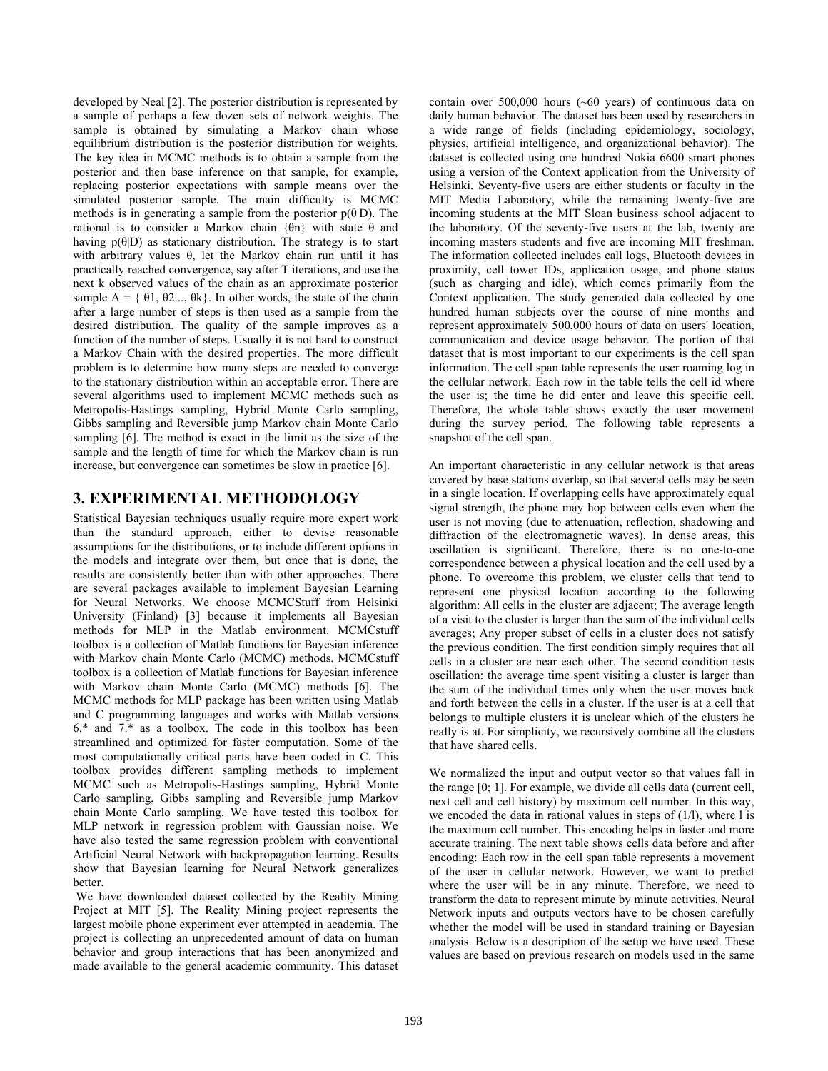developed by Neal [2]. The posterior distribution is represented by a sample of perhaps a few dozen sets of network weights. The sample is obtained by simulating a Markov chain whose equilibrium distribution is the posterior distribution for weights. The key idea in MCMC methods is to obtain a sample from the posterior and then base inference on that sample, for example, replacing posterior expectations with sample means over the simulated posterior sample. The main difficulty is MCMC methods is in generating a sample from the posterior $p(\theta|D)$. The rational is to consider a Markov chain $\{\theta n\}$ with state $\theta$ and having $p(\theta|D)$ as stationary distribution. The strategy is to start with arbitrary values $\theta$, let the Markov chain run until it has practically reached convergence, say after T iterations, and use the next k observed values of the chain as an approximate posterior sample $A = \{ \theta 1, \theta 2..., \theta k\}$. In other words, the state of the chain after a large number of steps is then used as a sample from the desired distribution. The quality of the sample improves as a function of the number of steps. Usually it is not hard to construct a Markov Chain with the desired properties. The more difficult problem is to determine how many steps are needed to converge to the stationary distribution within an acceptable error. There are several algorithms used to implement MCMC methods such as Metropolis-Hastings sampling, Hybrid Monte Carlo sampling, Gibbs sampling and Reversible jump Markov chain Monte Carlo sampling [6]. The method is exact in the limit as the size of the sample and the length of time for which the Markov chain is run increase, but convergence can sometimes be slow in practice [6].

# 3. EXPERIMENTAL METHODOLOGY

Statistical Bayesian techniques usually require more expert work than the standard approach, either to devise reasonable assumptions for the distributions, or to include different options in the models and integrate over them, but once that is done, the results are consistently better than with other approaches. There are several packages available to implement Bayesian Learning for Neural Networks. We choose MCMCStuff from Helsinki University (Finland) [3] because it implements all Bayesian methods for MLP in the Matlab environment. MCMCstuff toolbox is a collection of Matlab functions for Bayesian inference with Markov chain Monte Carlo (MCMC) methods. MCMCstuff toolbox is a collection of Matlab functions for Bayesian inference with Markov chain Monte Carlo (MCMC) methods [6]. The MCMC methods for MLP package has been written using Matlab and C programming languages and works with Matlab versions 6.* and 7.* as a toolbox. The code in this toolbox has been streamlined and optimized for faster computation. Some of the most computationally critical parts have been coded in C. This toolbox provides different sampling methods to implement MCMC such as Metropolis-Hastings sampling, Hybrid Monte Carlo sampling, Gibbs sampling and Reversible jump Markov chain Monte Carlo sampling. We have tested this toolbox for MLP network in regression problem with Gaussian noise. We have also tested the same regression problem with conventional Artificial Neural Network with backpropagation learning. Results show that Bayesian learning for Neural Network generalizes better.

We have downloaded dataset collected by the Reality Mining Project at MIT [5]. The Reality Mining project represents the largest mobile phone experiment ever attempted in academia. The project is collecting an unprecedented amount of data on human behavior and group interactions that has been anonymized and made available to the general academic community. This dataset contain over 500,000 hours (~60 years) of continuous data on daily human behavior. The dataset has been used by researchers in a wide range of fields (including epidemiology, sociology, physics, artificial intelligence, and organizational behavior). The dataset is collected using one hundred Nokia 6600 smart phones using a version of the Context application from the University of Helsinki. Seventy-five users are either students or faculty in the MIT Media Laboratory, while the remaining twenty-five are incoming students at the MIT Sloan business school adjacent to the laboratory. Of the seventy-five users at the lab, twenty are incoming masters students and five are incoming MIT freshman. The information collected includes call logs, Bluetooth devices in proximity, cell tower IDs, application usage, and phone status (such as charging and idle), which comes primarily from the Context application. The study generated data collected by one hundred human subjects over the course of nine months and represent approximately 500,000 hours of data on users' location, communication and device usage behavior. The portion of that dataset that is most important to our experiments is the cell span information. The cell span table represents the user roaming log in the cellular network. Each row in the table tells the cell id where the user is; the time he did enter and leave this specific cell. Therefore, the whole table shows exactly the user movement during the survey period. The following table represents a snapshot of the cell span.

An important characteristic in any cellular network is that areas covered by base stations overlap, so that several cells may be seen in a single location. If overlapping cells have approximately equal signal strength, the phone may hop between cells even when the user is not moving (due to attenuation, reflection, shadowing and diffraction of the electromagnetic waves). In dense areas, this oscillation is significant. Therefore, there is no one-to-one correspondence between a physical location and the cell used by a phone. To overcome this problem, we cluster cells that tend to represent one physical location according to the following algorithm: All cells in the cluster are adjacent; The average length of a visit to the cluster is larger than the sum of the individual cells averages; Any proper subset of cells in a cluster does not satisfy the previous condition. The first condition simply requires that all cells in a cluster are near each other. The second condition tests oscillation: the average time spent visiting a cluster is larger than the sum of the individual times only when the user moves back and forth between the cells in a cluster. If the user is at a cell that belongs to multiple clusters it is unclear which of the clusters he really is at. For simplicity, we recursively combine all the clusters that have shared cells.

We normalized the input and output vector so that values fall in the range [0; 1]. For example, we divide all cells data (current cell, next cell and cell history) by maximum cell number. In this way, we encoded the data in rational values in steps of $(1/l)$, where $l$ is the maximum cell number. This encoding helps in faster and more accurate training. The next table shows cells data before and after encoding: Each row in the cell span table represents a movement of the user in cellular network. However, we want to predict where the user will be in any minute. Therefore, we need to transform the data to represent minute by minute activities. Neural Network inputs and outputs vectors have to be chosen carefully whether the model will be used in standard training or Bayesian analysis. Below is a description of the setup we have used. These values are based on previous research on models used in the same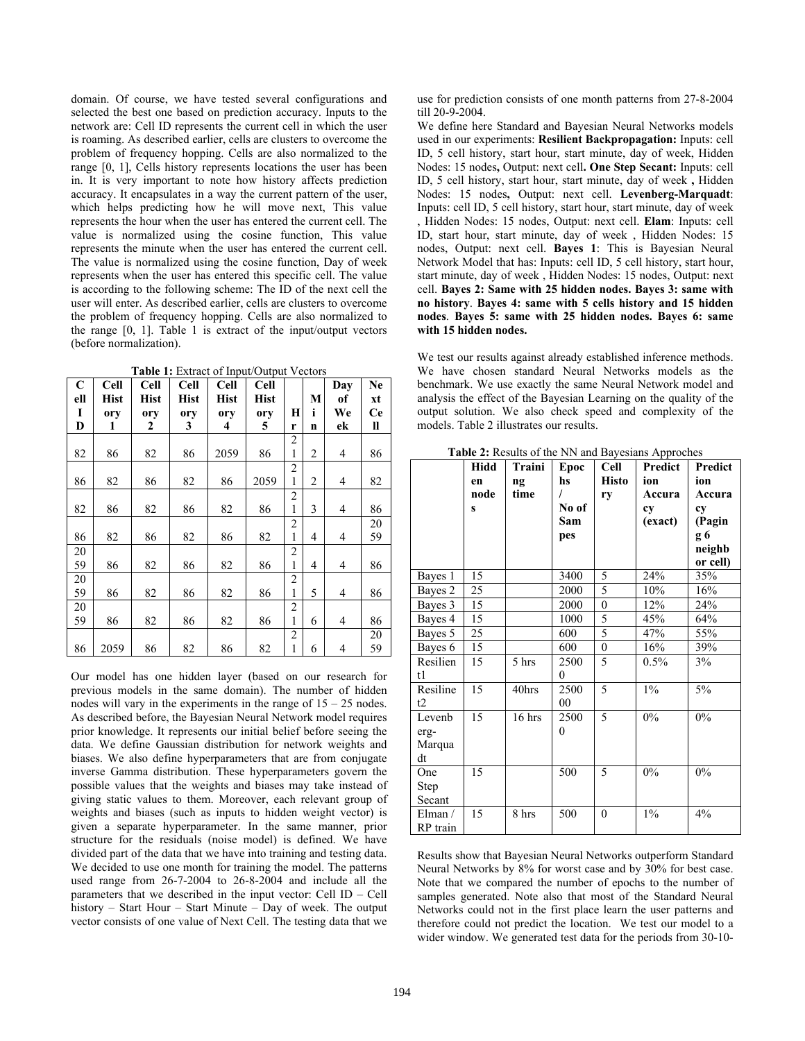domain. Of course, we have tested several configurations and selected the best one based on prediction accuracy. Inputs to the network are: Cell ID represents the current cell in which the user is roaming. As described earlier, cells are clusters to overcome the problem of frequency hopping. Cells are also normalized to the range [0, 1], Cells history represents locations the user has been in. It is very important to note how history affects prediction accuracy. It encapsulates in a way the current pattern of the user, which helps predicting how he will move next, This value represents the hour when the user has entered the current cell. The value is normalized using the cosine function, This value represents the minute when the user has entered the current cell. The value is normalized using the cosine function, Day of week represents when the user has entered this specific cell. The value is according to the following scheme: The ID of the next cell the user will enter. As described earlier, cells are clusters to overcome the problem of frequency hopping. Cells are also normalized to the range [0, 1]. Table 1 is extract of the input/output vectors (before normalization).

**Table 1:** Extract of Input/Output Vectors

| Cell ID | Cell History 1 | Cell History 2 | Cell History 3 | Cell History 4 | Cell History 5 | Hr | Min | Day of Week | Next Cell |
|---|---|---|---|---|---|---|---|---|---|
| 82 | 86 | 82 | 86 | 2059 | 86 | 21 | 2 | 4 | 86 |
| 86 | 82 | 86 | 82 | 86 | 2059 | 21 | 2 | 4 | 82 |
| 82 | 86 | 82 | 86 | 82 | 86 | 21 | 3 | 4 | 86 |
| 86 | 82 | 86 | 82 | 86 | 82 | 21 | 4 | 4 | 2059 |
| 2059 | 86 | 82 | 86 | 82 | 86 | 21 | 4 | 4 | 86 |
| 2059 | 86 | 82 | 86 | 82 | 86 | 21 | 5 | 4 | 86 |
| 2059 | 86 | 82 | 86 | 82 | 86 | 21 | 6 | 4 | 86 |
| 86 | 2059 | 86 | 82 | 86 | 82 | 21 | 6 | 4 | 2059 |

Our model has one hidden layer (based on our research for previous models in the same domain). The number of hidden nodes will vary in the experiments in the range of 15 – 25 nodes. As described before, the Bayesian Neural Network model requires prior knowledge. It represents our initial belief before seeing the data. We define Gaussian distribution for network weights and biases. We also define hyperparameters that are from conjugate inverse Gamma distribution. These hyperparameters govern the possible values that the weights and biases may take instead of giving static values to them. Moreover, each relevant group of weights and biases (such as inputs to hidden weight vector) is given a separate hyperparameter. In the same manner, prior structure for the residuals (noise model) is defined. We have divided part of the data that we have into training and testing data. We decided to use one month for training the model. The patterns used range from 26-7-2004 to 26-8-2004 and include all the parameters that we described in the input vector: Cell ID – Cell history – Start Hour – Start Minute – Day of week. The output vector consists of one value of Next Cell. The testing data that we use for prediction consists of one month patterns from 27-8-2004 till 20-9-2004.

We define here Standard and Bayesian Neural Networks models used in our experiments: **Resilient Backpropagation:** Inputs: cell ID, 5 cell history, start hour, start minute, day of week, Hidden Nodes: 15 nodes**,** Output: next cell**. One Step Secant:** Inputs: cell ID, 5 cell history, start hour, start minute, day of week **,** Hidden Nodes: 15 nodes**,** Output: next cell. **Levenberg-Marquadt**: Inputs: cell ID, 5 cell history, start hour, start minute, day of week , Hidden Nodes: 15 nodes, Output: next cell. **Elam**: Inputs: cell ID, start hour, start minute, day of week , Hidden Nodes: 15 nodes, Output: next cell. **Bayes 1**: This is Bayesian Neural Network Model that has: Inputs: cell ID, 5 cell history, start hour, start minute, day of week , Hidden Nodes: 15 nodes, Output: next cell. **Bayes 2: Same with 25 hidden nodes. Bayes 3: same with no history**. **Bayes 4: same with 5 cells history and 15 hidden nodes**. **Bayes 5: same with 25 hidden nodes. Bayes 6: same with 15 hidden nodes.**

We test our results against already established inference methods. We have chosen standard Neural Networks models as the benchmark. We use exactly the same Neural Network model and analysis the effect of the Bayesian Learning on the quality of the output solution. We also check speed and complexity of the models. Table 2 illustrates our results.

**Table 2:** Results of the NN and Bayesians Approches

| | Hidden nodes | Training time | Epochs / No of Sampes | Cell History | Prediction Accuracy (exact) | Prediction Accuracy (Paging 6 neighbor cell) |
|---|---|---|---|---|---|---|
| Bayes 1 | 15 | | 3400 | 5 | 24% | 35% |
| Bayes 2 | 25 | | 2000 | 5 | 10% | 16% |
| Bayes 3 | 15 | | 2000 | 0 | 12% | 24% |
| Bayes 4 | 15 | | 1000 | 5 | 45% | 64% |
| Bayes 5 | 25 | | 600 | 5 | 47% | 55% |
| Bayes 6 | 15 | | 600 | 0 | 16% | 39% |
| Resilient1 | 15 | 5 hrs | 25000 | 5 | 0.5% | 3% |
| Resiline t2 | 15 | 40hrs | 250000 | 5 | 1% | 5% |
| Levenberg-Marquadt | 15 | 16 hrs | 25000 | 5 | 0% | 0% |
| One Step Secant | 15 | | 500 | 5 | 0% | 0% |
| Elman / RP train | 15 | 8 hrs | 500 | 0 | 1% | 4% |

Results show that Bayesian Neural Networks outperform Standard Neural Networks by 8% for worst case and by 30% for best case. Note that we compared the number of epochs to the number of samples generated. Note also that most of the Standard Neural Networks could not in the first place learn the user patterns and therefore could not predict the location. We test our model to a wider window. We generated test data for the periods from 30-10-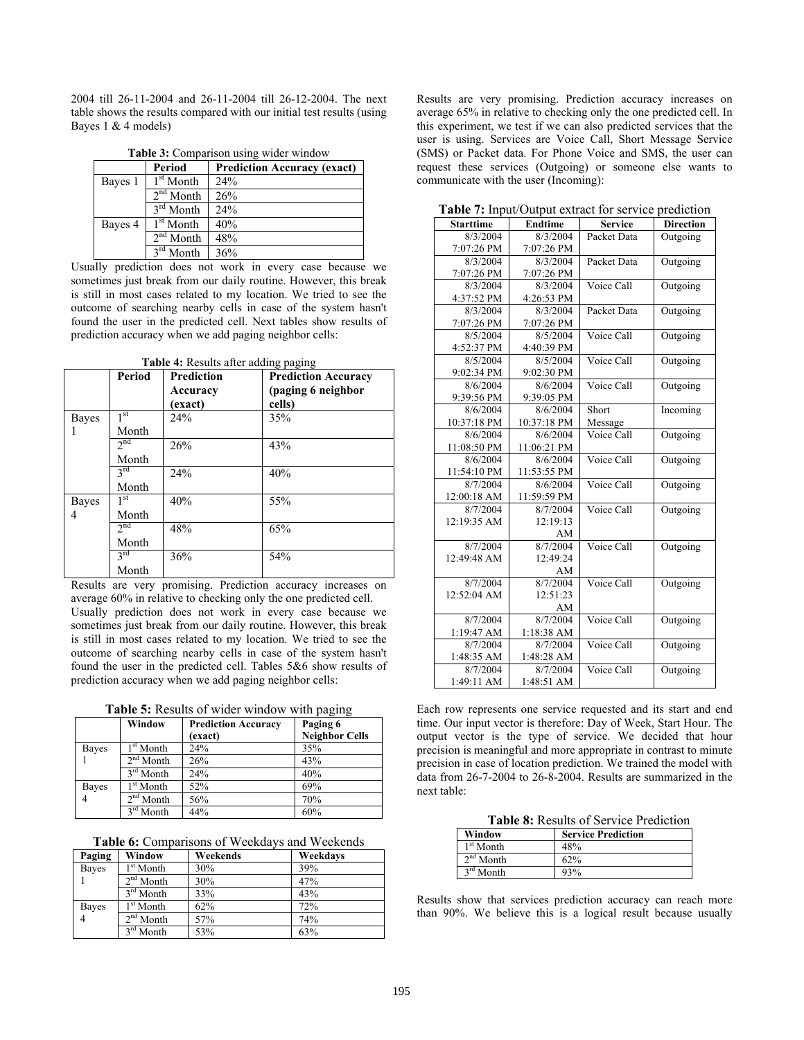2004 till 26-11-2004 and 26-11-2004 till 26-12-2004. The next table shows the results compared with our initial test results (using Bayes 1 & 4 models)

**Table 3:** Comparison using wider window

| | Period | Prediction Accuracy (exact) |
|---|---|---|
| Bayes 1 | 1st Month | 24% |
| | 2nd Month | 26% |
| | 3rd Month | 24% |
| Bayes 4 | 1st Month | 40% |
| | 2nd Month | 48% |
| | 3rd Month | 36% |

Usually prediction does not work in every case because we sometimes just break from our daily routine. However, this break is still in most cases related to my location. We tried to see the outcome of searching nearby cells in case of the system hasn't found the user in the predicted cell. Next tables show results of prediction accuracy when we add paging neighbor cells:

**Table 4:** Results after adding paging

| | Period | Prediction Accuracy (exact) | Prediction Accuracy (paging 6 neighbor cells) |
|---|---|---|---|
| Bayes 1 | 1st Month | 24% | 35% |
| | 2nd Month | 26% | 43% |
| | 3rd Month | 24% | 40% |
| Bayes 4 | 1st Month | 40% | 55% |
| | 2nd Month | 48% | 65% |
| | 3rd Month | 36% | 54% |

Results are very promising. Prediction accuracy increases on average 60% in relative to checking only the one predicted cell.

Usually prediction does not work in every case because we sometimes just break from our daily routine. However, this break is still in most cases related to my location. We tried to see the outcome of searching nearby cells in case of the system hasn't found the user in the predicted cell. Tables 5&6 show results of prediction accuracy when we add paging neighbor cells:

**Table 5:** Results of wider window with paging

| | Window | Prediction Accuracy (exact) | Paging 6 Neighbor Cells |
|---|---|---|---|
| Bayes 1 | 1st Month | 24% | 35% |
| | 2nd Month | 26% | 43% |
| | 3rd Month | 24% | 40% |
| Bayes 4 | 1st Month | 52% | 69% |
| | 2nd Month | 56% | 70% |
| | 3rd Month | 44% | 60% |

**Table 6:** Comparisons of Weekdays and Weekends

| Paging | Window | Weekends | Weekdays |
|---|---|---|---|
| Bayes 1 | 1st Month | 30% | 39% |
| | 2nd Month | 30% | 47% |
| | 3rd Month | 33% | 43% |
| Bayes 4 | 1st Month | 62% | 72% |
| | 2nd Month | 57% | 74% |
| | 3rd Month | 53% | 63% |

Results are very promising. Prediction accuracy increases on average 65% in relative to checking only the one predicted cell. In this experiment, we test if we can also predicted services that the user is using. Services are Voice Call, Short Message Service (SMS) or Packet data. For Phone Voice and SMS, the user can request these services (Outgoing) or someone else wants to communicate with the user (Incoming):

**Table 7:** Input/Output extract for service prediction

| Starttime | Endtime | Service | Direction |
|---|---|---|---|
| 8/3/2004 7:07:26 PM | 8/3/2004 7:07:26 PM | Packet Data | Outgoing |
| 8/3/2004 7:07:26 PM | 8/3/2004 7:07:26 PM | Packet Data | Outgoing |
| 8/3/2004 4:37:52 PM | 8/3/2004 4:26:53 PM | Voice Call | Outgoing |
| 8/3/2004 7:07:26 PM | 8/3/2004 7:07:26 PM | Packet Data | Outgoing |
| 8/5/2004 4:52:37 PM | 8/5/2004 4:40:39 PM | Voice Call | Outgoing |
| 8/5/2004 9:02:34 PM | 8/5/2004 9:02:30 PM | Voice Call | Outgoing |
| 8/6/2004 9:39:56 PM | 8/6/2004 9:39:05 PM | Voice Call | Outgoing |
| 8/6/2004 10:37:18 PM | 8/6/2004 10:37:18 PM | Short Message | Incoming |
| 8/6/2004 11:08:50 PM | 8/6/2004 11:06:21 PM | Voice Call | Outgoing |
| 8/6/2004 11:54:10 PM | 8/6/2004 11:53:55 PM | Voice Call | Outgoing |
| 8/7/2004 12:00:18 AM | 8/6/2004 11:59:59 PM | Voice Call | Outgoing |
| 8/7/2004 12:19:35 AM | 8/7/2004 12:19:13 AM | Voice Call | Outgoing |
| 8/7/2004 12:49:48 AM | 8/7/2004 12:49:24 AM | Voice Call | Outgoing |
| 8/7/2004 12:52:04 AM | 8/7/2004 12:51:23 AM | Voice Call | Outgoing |
| 8/7/2004 1:19:47 AM | 8/7/2004 1:18:38 AM | Voice Call | Outgoing |
| 8/7/2004 1:48:35 AM | 8/7/2004 1:48:28 AM | Voice Call | Outgoing |
| 8/7/2004 1:49:11 AM | 8/7/2004 1:48:51 AM | Voice Call | Outgoing |

Each row represents one service requested and its start and end time. Our input vector is therefore: Day of Week, Start Hour. The output vector is the type of service. We decided that hour precision is meaningful and more appropriate in contrast to minute precision in case of location prediction. We trained the model with data from 26-7-2004 to 26-8-2004. Results are summarized in the next table:

**Table 8:** Results of Service Prediction

| Window | Service Prediction |
|---|---|
| 1st Month | 48% |
| 2nd Month | 62% |
| 3rd Month | 93% |

Results show that services prediction accuracy can reach more than 90%. We believe this is a logical result because usually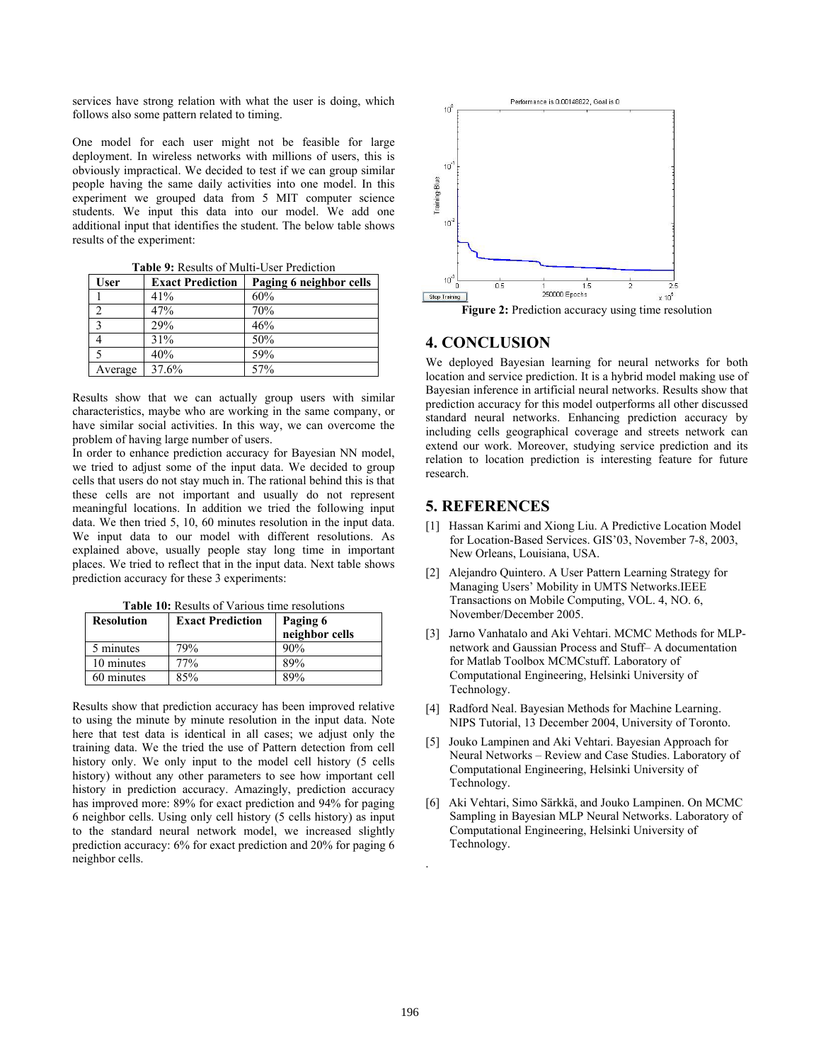services have strong relation with what the user is doing, which follows also some pattern related to timing.

One model for each user might not be feasible for large deployment. In wireless networks with millions of users, this is obviously impractical. We decided to test if we can group similar people having the same daily activities into one model. In this experiment we grouped data from 5 MIT computer science students. We input this data into our model. We add one additional input that identifies the student. The below table shows results of the experiment:

**Table 9:** Results of Multi-User Prediction

| User | Exact Prediction | Paging 6 neighbor cells |
|---|---|---|
| 1 | 41% | 60% |
| 2 | 47% | 70% |
| 3 | 29% | 46% |
| 4 | 31% | 50% |
| 5 | 40% | 59% |
| Average | 37.6% | 57% |

Results show that we can actually group users with similar characteristics, maybe who are working in the same company, or have similar social activities. In this way, we can overcome the problem of having large number of users.

In order to enhance prediction accuracy for Bayesian NN model, we tried to adjust some of the input data. We decided to group cells that users do not stay much in. The rational behind this is that these cells are not important and usually do not represent meaningful locations. In addition we tried the following input data. We then tried 5, 10, 60 minutes resolution in the input data. We input data to our model with different resolutions. As explained above, usually people stay long time in important places. We tried to reflect that in the input data. Next table shows prediction accuracy for these 3 experiments:

**Table 10:** Results of Various time resolutions

| Resolution | Exact Prediction | Paging 6 neighbor cells |
|---|---|---|
| 5 minutes | 79% | 90% |
| 10 minutes | 77% | 89% |
| 60 minutes | 85% | 89% |

Results show that prediction accuracy has been improved relative to using the minute by minute resolution in the input data. Note here that test data is identical in all cases; we adjust only the training data. We the tried the use of Pattern detection from cell history only. We only input to the model cell history (5 cells history) without any other parameters to see how important cell history in prediction accuracy. Amazingly, prediction accuracy has improved more: 89% for exact prediction and 94% for paging 6 neighbor cells. Using only cell history (5 cells history) as input to the standard neural network model, we increased slightly prediction accuracy: 6% for exact prediction and 20% for paging 6 neighbor cells.

Performance is 0.00148822, Goal is 0

Training Blue

250000 Epochs

Stop Training

**Figure 2:** Prediction accuracy using time resolution

## 4. CONCLUSION

We deployed Bayesian learning for neural networks for both location and service prediction. It is a hybrid model making use of Bayesian inference in artificial neural networks. Results show that prediction accuracy for this model outperforms all other discussed standard neural networks. Enhancing prediction accuracy by including cells geographical coverage and streets network can extend our work. Moreover, studying service prediction and its relation to location prediction is interesting feature for future research.

## 5. REFERENCES

[1] Hassan Karimi and Xiong Liu. A Predictive Location Model for Location-Based Services. GIS'03, November 7-8, 2003, New Orleans, Louisiana, USA.

[2] Alejandro Quintero. A User Pattern Learning Strategy for Managing Users' Mobility in UMTS Networks.IEEE Transactions on Mobile Computing, VOL. 4, NO. 6, November/December 2005.

[3] Jarno Vanhatalo and Aki Vehtari. MCMC Methods for MLP-network and Gaussian Process and Stuff– A documentation for Matlab Toolbox MCMCstuff. Laboratory of Computational Engineering, Helsinki University of Technology.

[4] Radford Neal. Bayesian Methods for Machine Learning. NIPS Tutorial, 13 December 2004, University of Toronto.

[5] Jouko Lampinen and Aki Vehtari. Bayesian Approach for Neural Networks – Review and Case Studies. Laboratory of Computational Engineering, Helsinki University of Technology.

[6] Aki Vehtari, Simo Särkkä, and Jouko Lampinen. On MCMC Sampling in Bayesian MLP Neural Networks. Laboratory of Computational Engineering, Helsinki University of Technology.